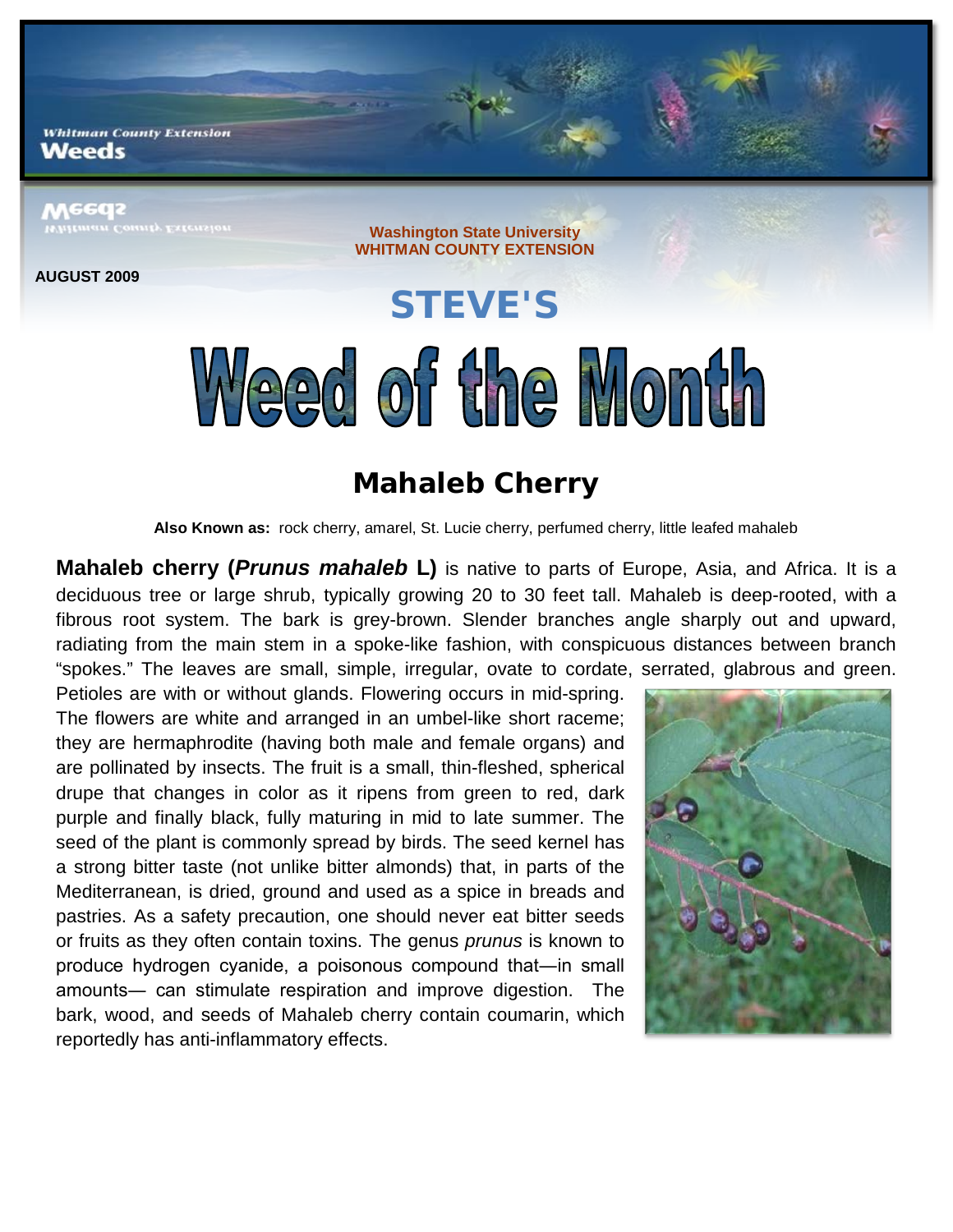Whitman County Extension
Weeds

AUGUST 2009

Washington State University
WHITMAN COUNTY EXTENSION

# STEVE'S Weed of the Month

## Mahaleb Cherry

**Also Known as:** rock cherry, amarel, St. Lucie cherry, perfumed cherry, little leafed mahaleb

**Mahaleb cherry (*Prunus mahaleb* L)** is native to parts of Europe, Asia, and Africa. It is a deciduous tree or large shrub, typically growing 20 to 30 feet tall. Mahaleb is deep-rooted, with a fibrous root system. The bark is grey-brown. Slender branches angle sharply out and upward, radiating from the main stem in a spoke-like fashion, with conspicuous distances between branch "spokes." The leaves are small, simple, irregular, ovate to cordate, serrated, glabrous and green. Petioles are with or without glands. Flowering occurs in mid-spring. The flowers are white and arranged in an umbel-like short raceme; they are hermaphrodite (having both male and female organs) and are pollinated by insects. The fruit is a small, thin-fleshed, spherical drupe that changes in color as it ripens from green to red, dark purple and finally black, fully maturing in mid to late summer. The seed of the plant is commonly spread by birds. The seed kernel has a strong bitter taste (not unlike bitter almonds) that, in parts of the Mediterranean, is dried, ground and used as a spice in breads and pastries. As a safety precaution, one should never eat bitter seeds or fruits as they often contain toxins. The genus *prunus* is known to produce hydrogen cyanide, a poisonous compound that—in small amounts— can stimulate respiration and improve digestion. The bark, wood, and seeds of Mahaleb cherry contain coumarin, which reportedly has anti-inflammatory effects.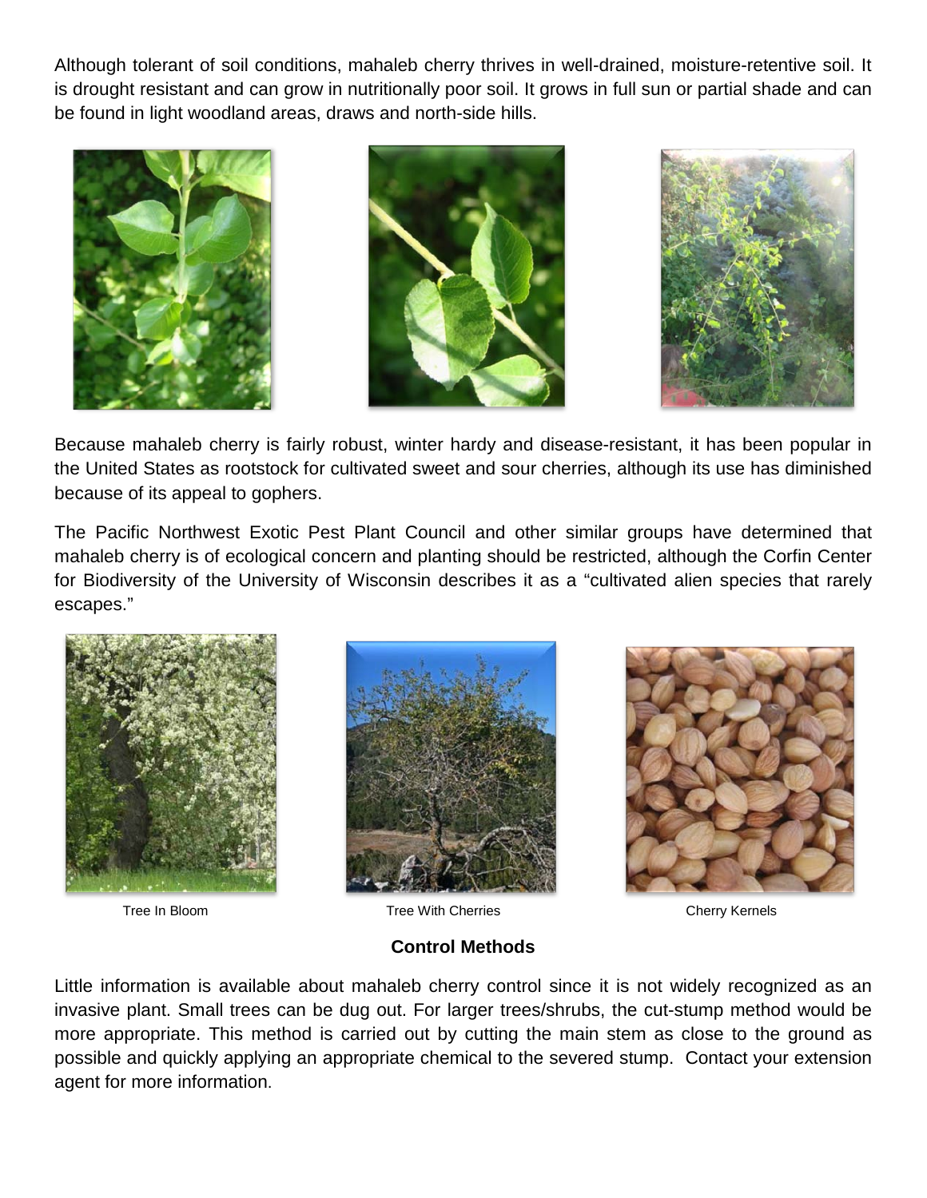Although tolerant of soil conditions, mahaleb cherry thrives in well-drained, moisture-retentive soil. It is drought resistant and can grow in nutritionally poor soil. It grows in full sun or partial shade and can be found in light woodland areas, draws and north-side hills.

Because mahaleb cherry is fairly robust, winter hardy and disease-resistant, it has been popular in the United States as rootstock for cultivated sweet and sour cherries, although its use has diminished because of its appeal to gophers.

The Pacific Northwest Exotic Pest Plant Council and other similar groups have determined that mahaleb cherry is of ecological concern and planting should be restricted, although the Corfin Center for Biodiversity of the University of Wisconsin describes it as a "cultivated alien species that rarely escapes."

Tree In Bloom

Tree With Cherries

Cherry Kernels

**Control Methods**

Little information is available about mahaleb cherry control since it is not widely recognized as an invasive plant. Small trees can be dug out. For larger trees/shrubs, the cut-stump method would be more appropriate. This method is carried out by cutting the main stem as close to the ground as possible and quickly applying an appropriate chemical to the severed stump. Contact your extension agent for more information.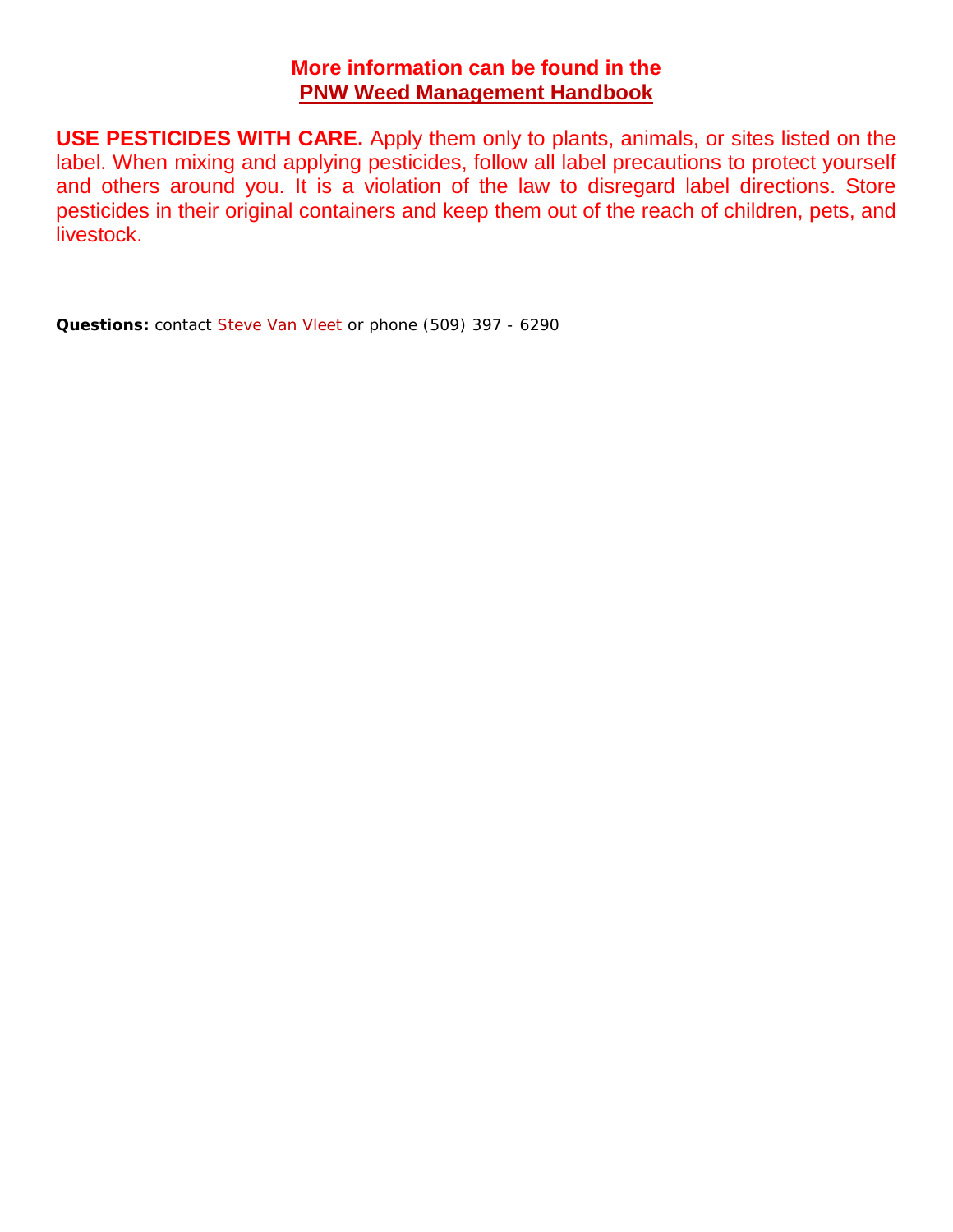**More information can be found in the**
**PNW Weed Management Handbook**

**USE PESTICIDES WITH CARE.** Apply them only to plants, animals, or sites listed on the label. When mixing and applying pesticides, follow all label precautions to protect yourself and others around you. It is a violation of the law to disregard label directions. Store pesticides in their original containers and keep them out of the reach of children, pets, and livestock.

**Questions:** contact Steve Van Vleet or phone (509) 397 - 6290